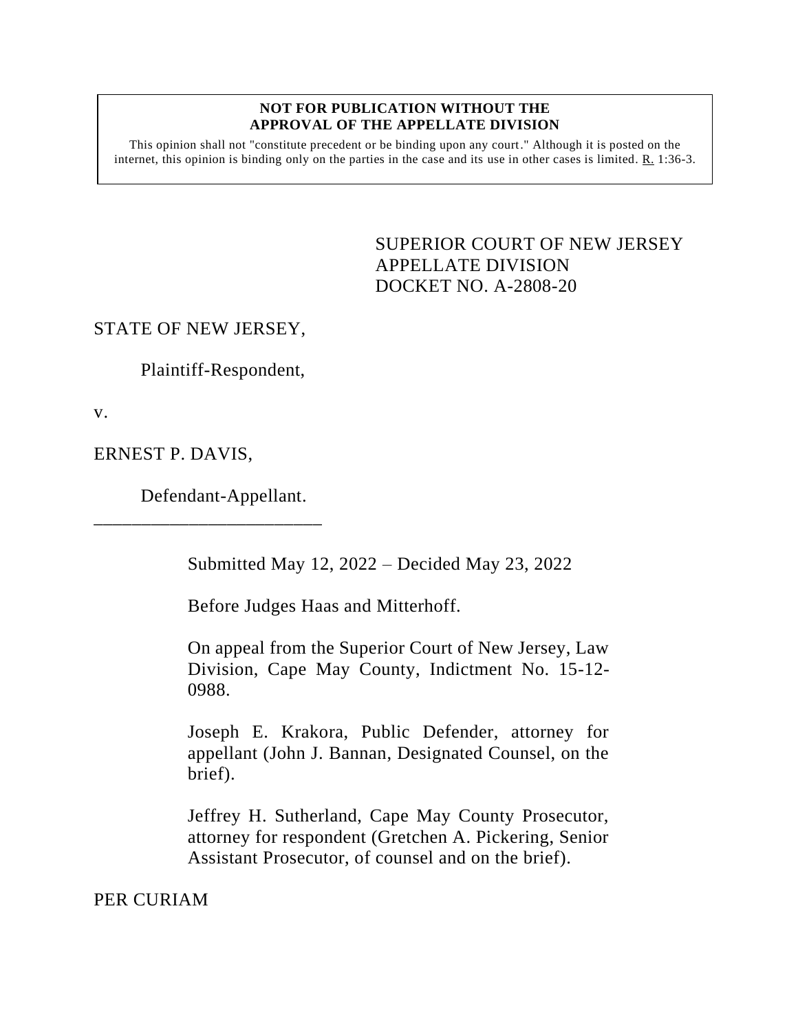**NOT FOR PUBLICATION WITHOUT THE APPROVAL OF THE APPELLATE DIVISION**

This opinion shall not "constitute precedent or be binding upon any court." Although it is posted on the internet, this opinion is binding only on the parties in the case and its use in other cases is limited. R. 1:36-3.

SUPERIOR COURT OF NEW JERSEY
APPELLATE DIVISION
DOCKET NO. A-2808-20

STATE OF NEW JERSEY,

Plaintiff-Respondent,

v.

ERNEST P. DAVIS,

Defendant-Appellant.

\_\_\_\_\_\_\_\_\_\_\_\_\_\_\_\_\_\_\_\_\_\_\_\_\_\_\_

Submitted May 12, 2022 – Decided May 23, 2022

Before Judges Haas and Mitterhoff.

On appeal from the Superior Court of New Jersey, Law Division, Cape May County, Indictment No. 15-12-0988.

Joseph E. Krakora, Public Defender, attorney for appellant (John J. Bannan, Designated Counsel, on the brief).

Jeffrey H. Sutherland, Cape May County Prosecutor, attorney for respondent (Gretchen A. Pickering, Senior Assistant Prosecutor, of counsel and on the brief).

PER CURIAM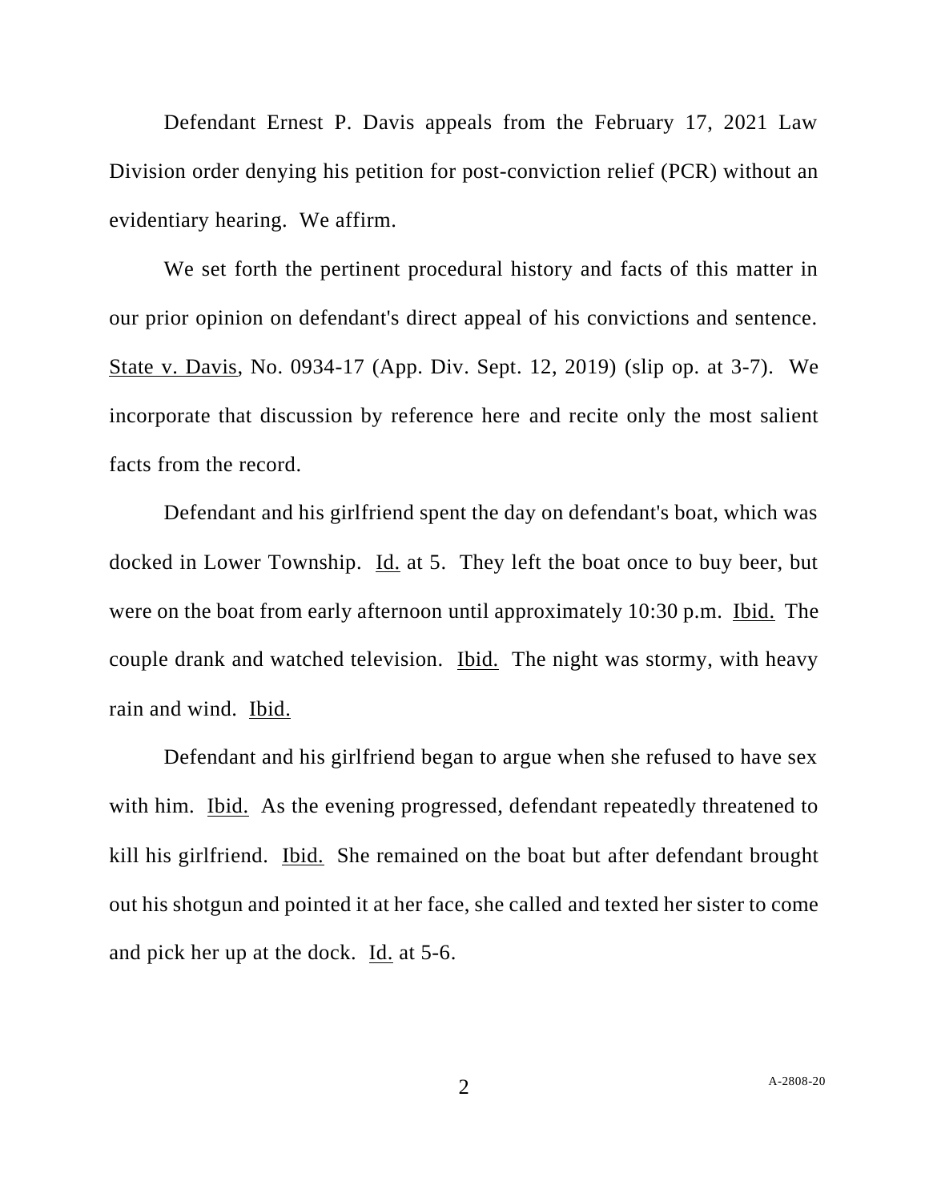Defendant Ernest P. Davis appeals from the February 17, 2021 Law Division order denying his petition for post-conviction relief (PCR) without an evidentiary hearing. We affirm.

We set forth the pertinent procedural history and facts of this matter in our prior opinion on defendant's direct appeal of his convictions and sentence. State v. Davis, No. 0934-17 (App. Div. Sept. 12, 2019) (slip op. at 3-7). We incorporate that discussion by reference here and recite only the most salient facts from the record.

Defendant and his girlfriend spent the day on defendant's boat, which was docked in Lower Township. Id. at 5. They left the boat once to buy beer, but were on the boat from early afternoon until approximately 10:30 p.m. Ibid. The couple drank and watched television. Ibid. The night was stormy, with heavy rain and wind. Ibid.

Defendant and his girlfriend began to argue when she refused to have sex with him. Ibid. As the evening progressed, defendant repeatedly threatened to kill his girlfriend. Ibid. She remained on the boat but after defendant brought out his shotgun and pointed it at her face, she called and texted her sister to come and pick her up at the dock. Id. at 5-6.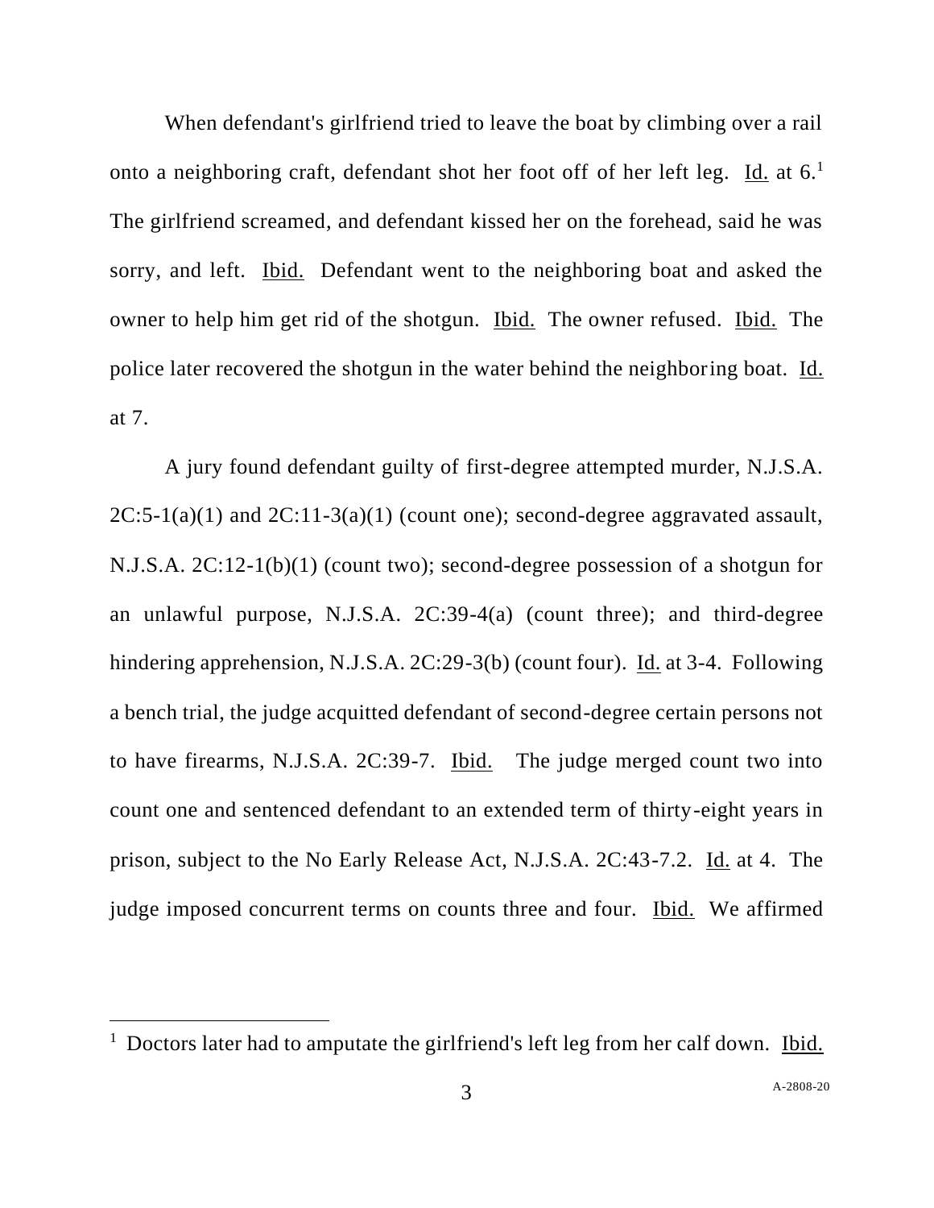When defendant's girlfriend tried to leave the boat by climbing over a rail onto a neighboring craft, defendant shot her foot off of her left leg. Id. at 6.[1] The girlfriend screamed, and defendant kissed her on the forehead, said he was sorry, and left. Ibid. Defendant went to the neighboring boat and asked the owner to help him get rid of the shotgun. Ibid. The owner refused. Ibid. The police later recovered the shotgun in the water behind the neighboring boat. Id. at 7.

A jury found defendant guilty of first-degree attempted murder, N.J.S.A. 2C:5-1(a)(1) and 2C:11-3(a)(1) (count one); second-degree aggravated assault, N.J.S.A. 2C:12-1(b)(1) (count two); second-degree possession of a shotgun for an unlawful purpose, N.J.S.A. 2C:39-4(a) (count three); and third-degree hindering apprehension, N.J.S.A. 2C:29-3(b) (count four). Id. at 3-4. Following a bench trial, the judge acquitted defendant of second-degree certain persons not to have firearms, N.J.S.A. 2C:39-7. Ibid. The judge merged count two into count one and sentenced defendant to an extended term of thirty-eight years in prison, subject to the No Early Release Act, N.J.S.A. 2C:43-7.2. Id. at 4. The judge imposed concurrent terms on counts three and four. Ibid. We affirmed

[1] Doctors later had to amputate the girlfriend's left leg from her calf down. Ibid.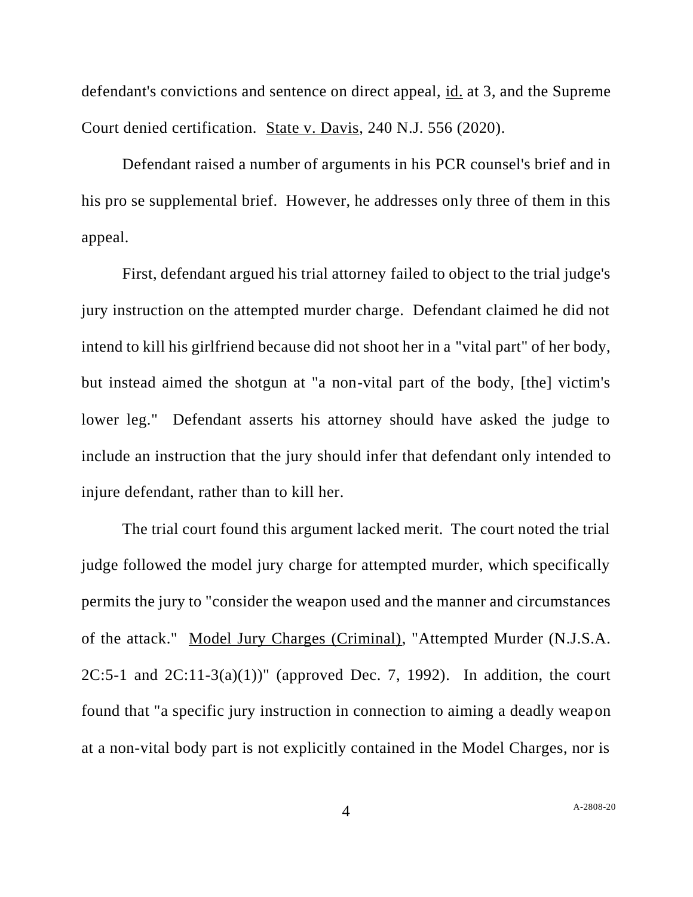defendant's convictions and sentence on direct appeal, id. at 3, and the Supreme Court denied certification. State v. Davis, 240 N.J. 556 (2020).

Defendant raised a number of arguments in his PCR counsel's brief and in his pro se supplemental brief. However, he addresses only three of them in this appeal.

First, defendant argued his trial attorney failed to object to the trial judge's jury instruction on the attempted murder charge. Defendant claimed he did not intend to kill his girlfriend because did not shoot her in a "vital part" of her body, but instead aimed the shotgun at "a non-vital part of the body, [the] victim's lower leg." Defendant asserts his attorney should have asked the judge to include an instruction that the jury should infer that defendant only intended to injure defendant, rather than to kill her.

The trial court found this argument lacked merit. The court noted the trial judge followed the model jury charge for attempted murder, which specifically permits the jury to "consider the weapon used and the manner and circumstances of the attack." Model Jury Charges (Criminal), "Attempted Murder (N.J.S.A. 2C:5-1 and 2C:11-3(a)(1))" (approved Dec. 7, 1992). In addition, the court found that "a specific jury instruction in connection to aiming a deadly weapon at a non-vital body part is not explicitly contained in the Model Charges, nor is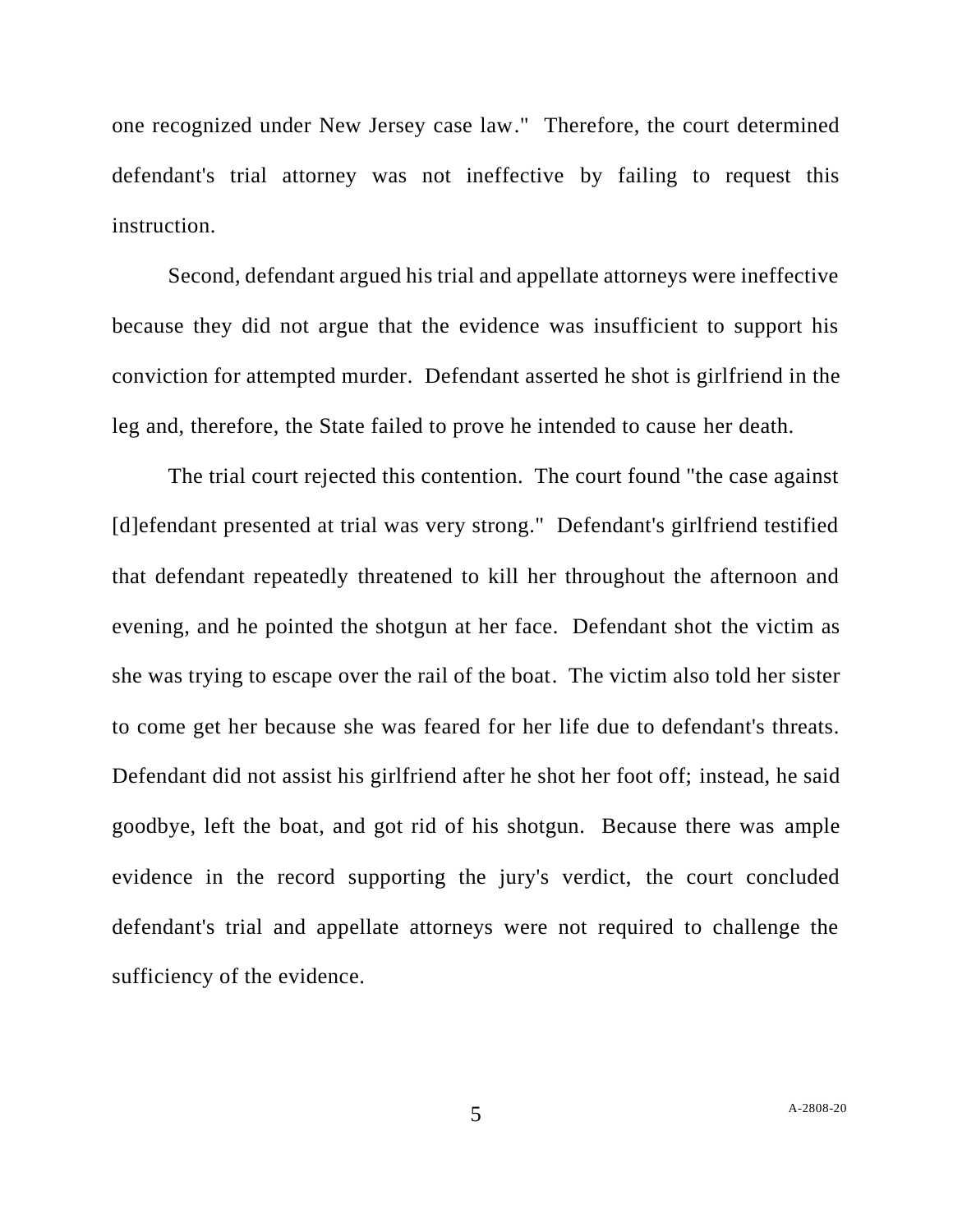one recognized under New Jersey case law." Therefore, the court determined defendant's trial attorney was not ineffective by failing to request this instruction.

Second, defendant argued his trial and appellate attorneys were ineffective because they did not argue that the evidence was insufficient to support his conviction for attempted murder. Defendant asserted he shot is girlfriend in the leg and, therefore, the State failed to prove he intended to cause her death.

The trial court rejected this contention. The court found "the case against [d]efendant presented at trial was very strong." Defendant's girlfriend testified that defendant repeatedly threatened to kill her throughout the afternoon and evening, and he pointed the shotgun at her face. Defendant shot the victim as she was trying to escape over the rail of the boat. The victim also told her sister to come get her because she was feared for her life due to defendant's threats. Defendant did not assist his girlfriend after he shot her foot off; instead, he said goodbye, left the boat, and got rid of his shotgun. Because there was ample evidence in the record supporting the jury's verdict, the court concluded defendant's trial and appellate attorneys were not required to challenge the sufficiency of the evidence.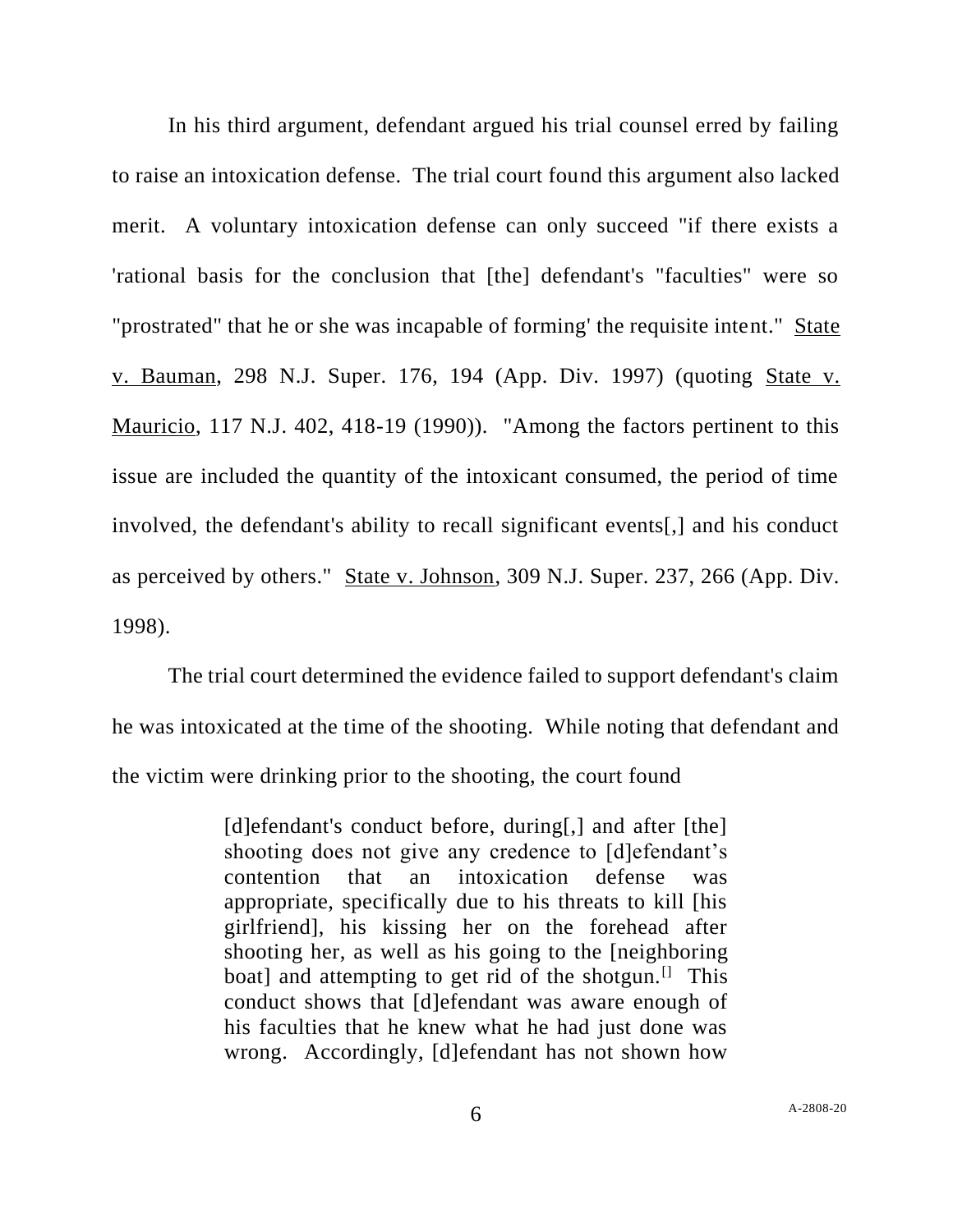In his third argument, defendant argued his trial counsel erred by failing to raise an intoxication defense. The trial court found this argument also lacked merit. A voluntary intoxication defense can only succeed "if there exists a 'rational basis for the conclusion that [the] defendant's "faculties" were so "prostrated" that he or she was incapable of forming' the requisite intent." State v. Bauman, 298 N.J. Super. 176, 194 (App. Div. 1997) (quoting State v. Mauricio, 117 N.J. 402, 418-19 (1990)). "Among the factors pertinent to this issue are included the quantity of the intoxicant consumed, the period of time involved, the defendant's ability to recall significant events[,] and his conduct as perceived by others." State v. Johnson, 309 N.J. Super. 237, 266 (App. Div. 1998).

The trial court determined the evidence failed to support defendant's claim he was intoxicated at the time of the shooting. While noting that defendant and the victim were drinking prior to the shooting, the court found

> [d]efendant's conduct before, during[,] and after [the] shooting does not give any credence to [d]efendant's contention that an intoxication defense was appropriate, specifically due to his threats to kill [his girlfriend], his kissing her on the forehead after shooting her, as well as his going to the [neighboring boat] and attempting to get rid of the shotgun.[] This conduct shows that [d]efendant was aware enough of his faculties that he knew what he had just done was wrong. Accordingly, [d]efendant has not shown how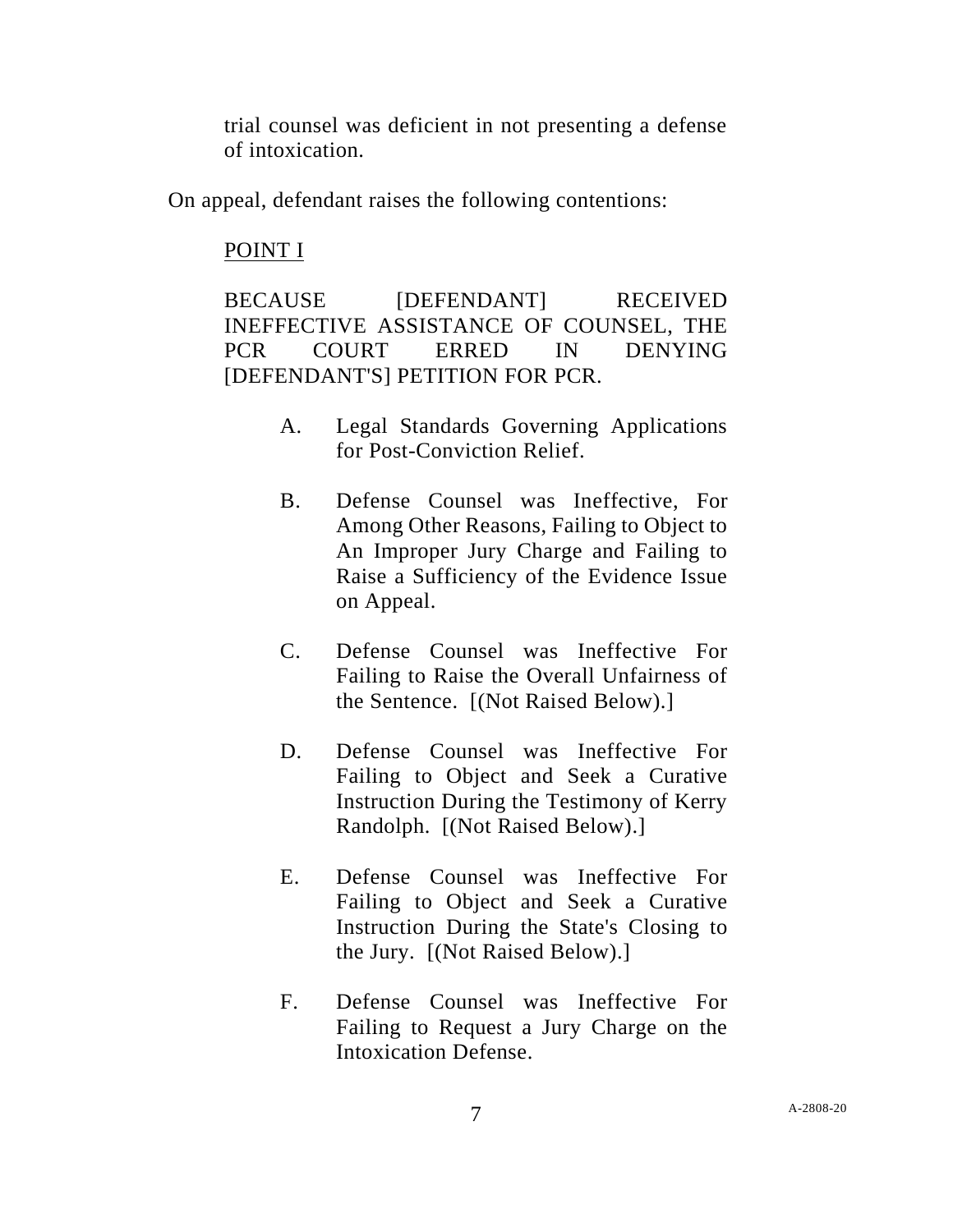trial counsel was deficient in not presenting a defense of intoxication.

On appeal, defendant raises the following contentions:

POINT I

BECAUSE [DEFENDANT] RECEIVED INEFFECTIVE ASSISTANCE OF COUNSEL, THE PCR COURT ERRED IN DENYING [DEFENDANT'S] PETITION FOR PCR.

A. Legal Standards Governing Applications for Post-Conviction Relief.

B. Defense Counsel was Ineffective, For Among Other Reasons, Failing to Object to An Improper Jury Charge and Failing to Raise a Sufficiency of the Evidence Issue on Appeal.

C. Defense Counsel was Ineffective For Failing to Raise the Overall Unfairness of the Sentence. [(Not Raised Below).]

D. Defense Counsel was Ineffective For Failing to Object and Seek a Curative Instruction During the Testimony of Kerry Randolph. [(Not Raised Below).]

E. Defense Counsel was Ineffective For Failing to Object and Seek a Curative Instruction During the State's Closing to the Jury. [(Not Raised Below).]

F. Defense Counsel was Ineffective For Failing to Request a Jury Charge on the Intoxication Defense.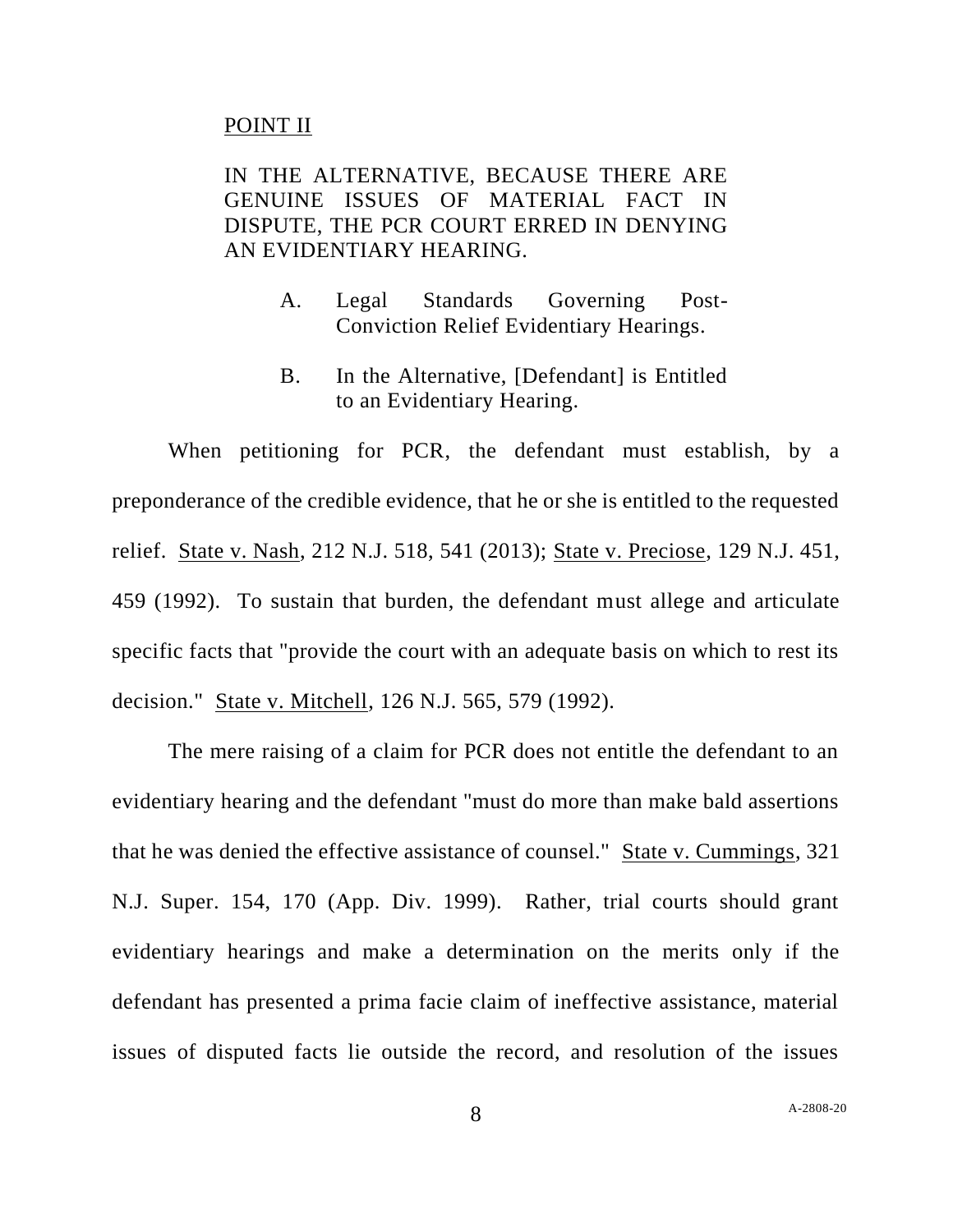POINT II

IN THE ALTERNATIVE, BECAUSE THERE ARE GENUINE ISSUES OF MATERIAL FACT IN DISPUTE, THE PCR COURT ERRED IN DENYING AN EVIDENTIARY HEARING.

A. Legal Standards Governing Post-Conviction Relief Evidentiary Hearings.

B. In the Alternative, [Defendant] is Entitled to an Evidentiary Hearing.

When petitioning for PCR, the defendant must establish, by a preponderance of the credible evidence, that he or she is entitled to the requested relief. State v. Nash, 212 N.J. 518, 541 (2013); State v. Preciose, 129 N.J. 451, 459 (1992). To sustain that burden, the defendant must allege and articulate specific facts that "provide the court with an adequate basis on which to rest its decision." State v. Mitchell, 126 N.J. 565, 579 (1992).

The mere raising of a claim for PCR does not entitle the defendant to an evidentiary hearing and the defendant "must do more than make bald assertions that he was denied the effective assistance of counsel." State v. Cummings, 321 N.J. Super. 154, 170 (App. Div. 1999). Rather, trial courts should grant evidentiary hearings and make a determination on the merits only if the defendant has presented a prima facie claim of ineffective assistance, material issues of disputed facts lie outside the record, and resolution of the issues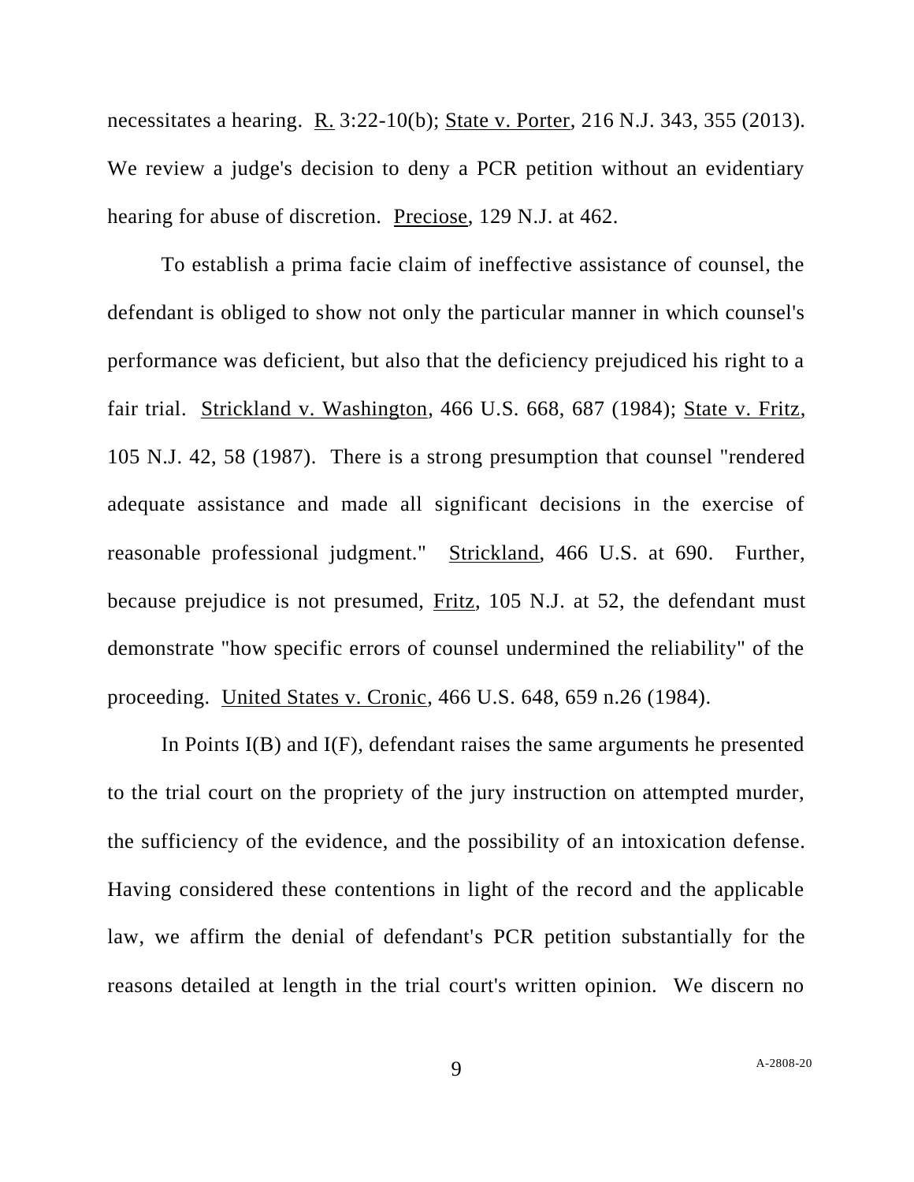necessitates a hearing. R. 3:22-10(b); State v. Porter, 216 N.J. 343, 355 (2013). We review a judge's decision to deny a PCR petition without an evidentiary hearing for abuse of discretion. Preciose, 129 N.J. at 462.

To establish a prima facie claim of ineffective assistance of counsel, the defendant is obliged to show not only the particular manner in which counsel's performance was deficient, but also that the deficiency prejudiced his right to a fair trial. Strickland v. Washington, 466 U.S. 668, 687 (1984); State v. Fritz, 105 N.J. 42, 58 (1987). There is a strong presumption that counsel "rendered adequate assistance and made all significant decisions in the exercise of reasonable professional judgment." Strickland, 466 U.S. at 690. Further, because prejudice is not presumed, Fritz, 105 N.J. at 52, the defendant must demonstrate "how specific errors of counsel undermined the reliability" of the proceeding. United States v. Cronic, 466 U.S. 648, 659 n.26 (1984).

In Points I(B) and I(F), defendant raises the same arguments he presented to the trial court on the propriety of the jury instruction on attempted murder, the sufficiency of the evidence, and the possibility of an intoxication defense. Having considered these contentions in light of the record and the applicable law, we affirm the denial of defendant's PCR petition substantially for the reasons detailed at length in the trial court's written opinion. We discern no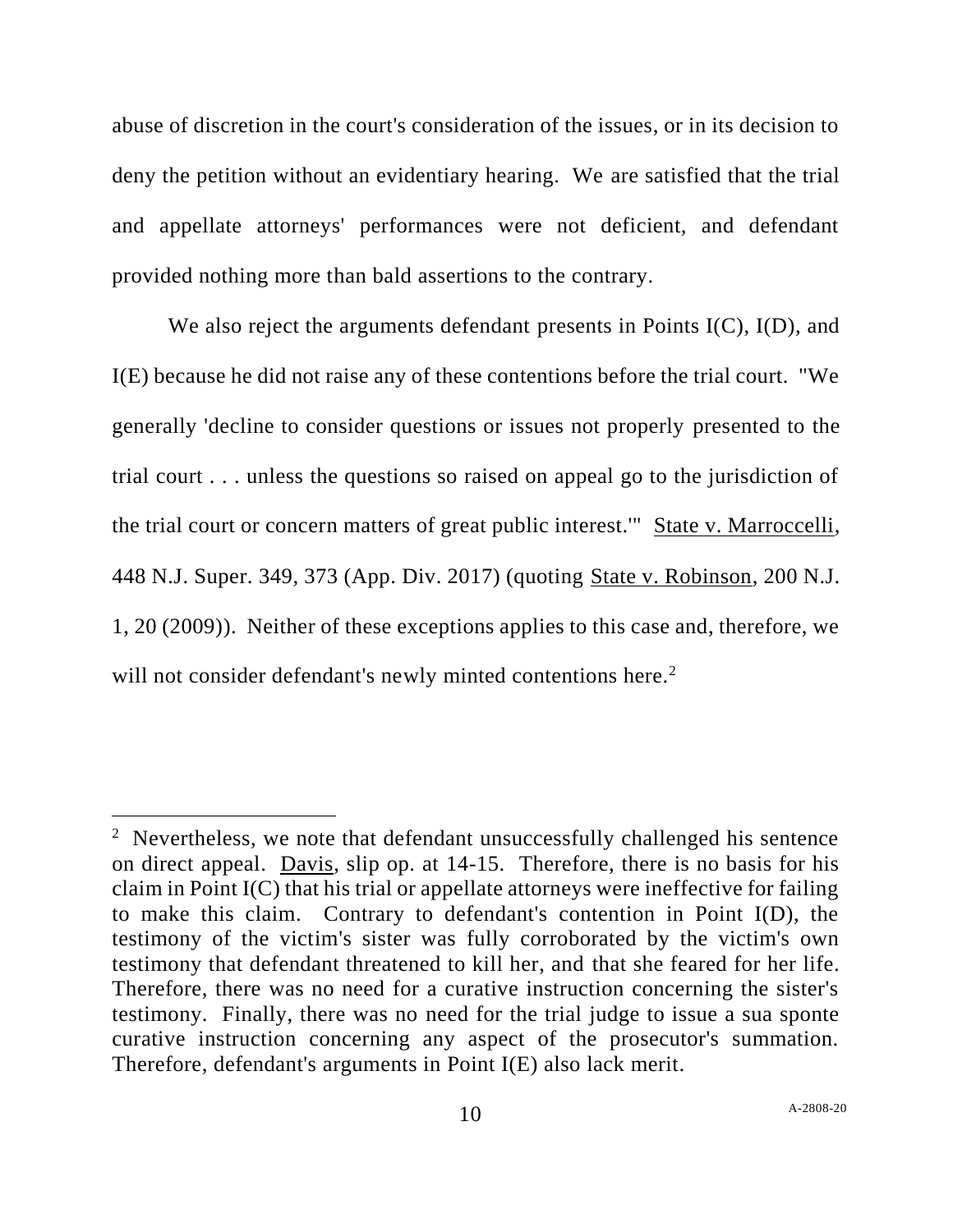abuse of discretion in the court's consideration of the issues, or in its decision to deny the petition without an evidentiary hearing. We are satisfied that the trial and appellate attorneys' performances were not deficient, and defendant provided nothing more than bald assertions to the contrary.

We also reject the arguments defendant presents in Points I(C), I(D), and I(E) because he did not raise any of these contentions before the trial court. "We generally 'decline to consider questions or issues not properly presented to the trial court . . . unless the questions so raised on appeal go to the jurisdiction of the trial court or concern matters of great public interest.'" State v. Marroccelli, 448 N.J. Super. 349, 373 (App. Div. 2017) (quoting State v. Robinson, 200 N.J. 1, 20 (2009)). Neither of these exceptions applies to this case and, therefore, we will not consider defendant's newly minted contentions here.[2]

---

[2] Nevertheless, we note that defendant unsuccessfully challenged his sentence on direct appeal. Davis, slip op. at 14-15. Therefore, there is no basis for his claim in Point I(C) that his trial or appellate attorneys were ineffective for failing to make this claim. Contrary to defendant's contention in Point I(D), the testimony of the victim's sister was fully corroborated by the victim's own testimony that defendant threatened to kill her, and that she feared for her life. Therefore, there was no need for a curative instruction concerning the sister's testimony. Finally, there was no need for the trial judge to issue a sua sponte curative instruction concerning any aspect of the prosecutor's summation. Therefore, defendant's arguments in Point I(E) also lack merit.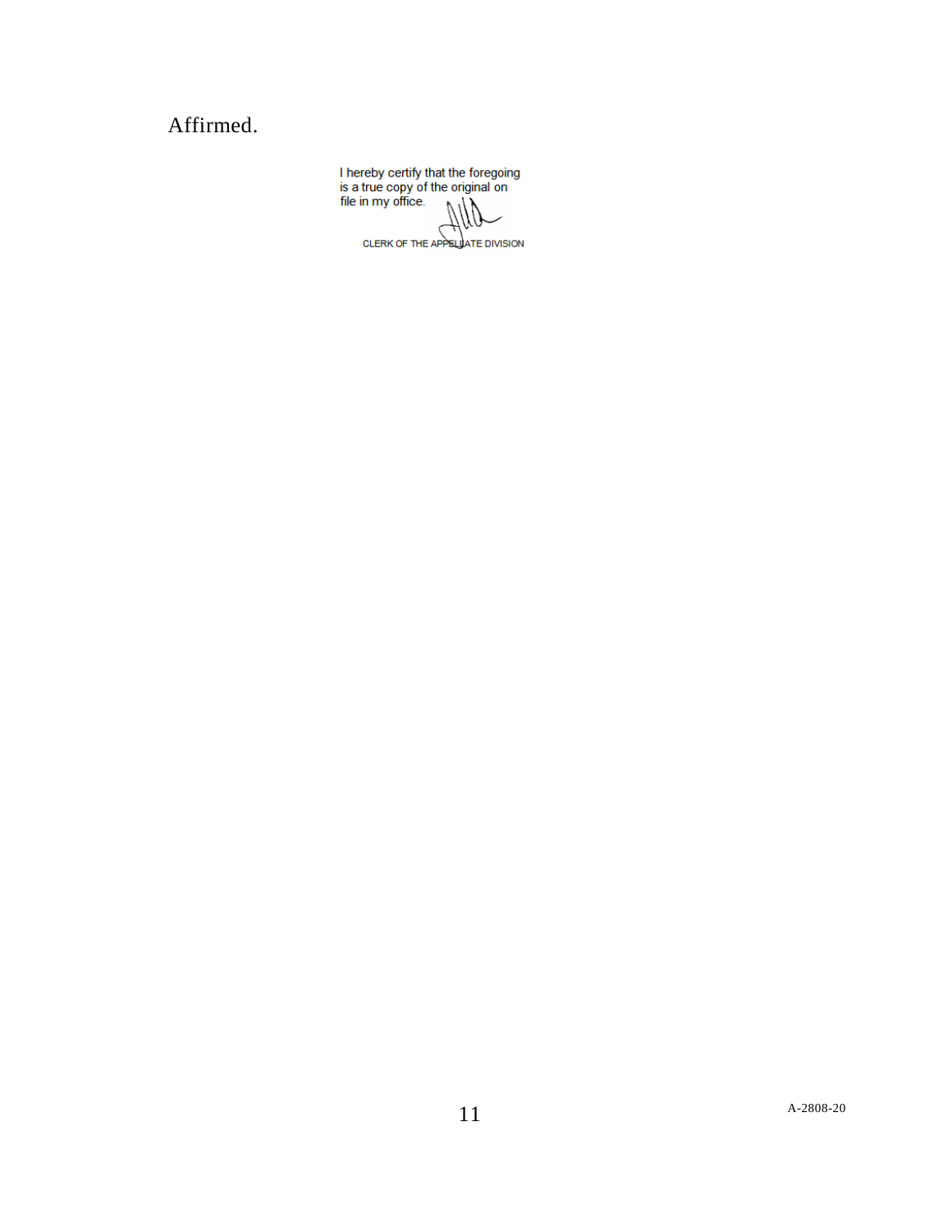Affirmed.

I hereby certify that the foregoing is a true copy of the original on file in my office.

CLERK OF THE APPELLATE DIVISION